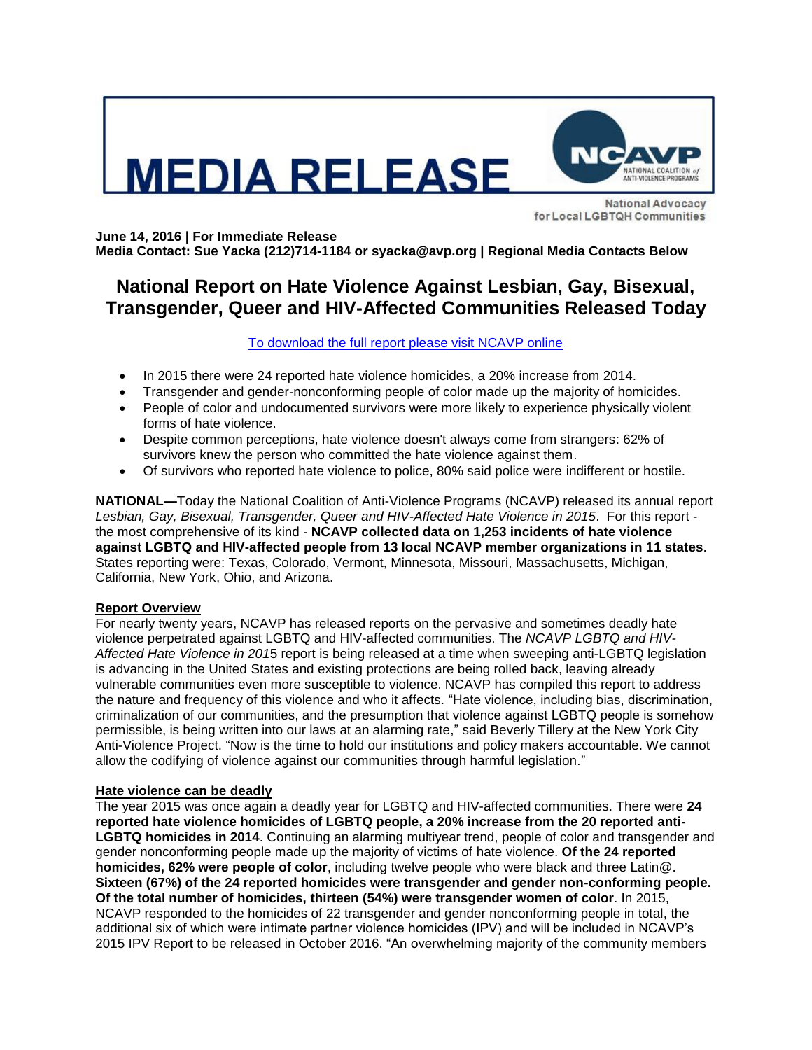# MEDIA RELEASE

NCAVP NATIONAL COALITION of ANTI-VIOLENCE PROGRAMS

National Advocacy for Local LGBTQH Communities

**June 14, 2016 | For Immediate Release**
**Media Contact: Sue Yacka (212)714-1184 or syacka@avp.org | Regional Media Contacts Below**

## National Report on Hate Violence Against Lesbian, Gay, Bisexual, Transgender, Queer and HIV-Affected Communities Released Today

To download the full report please visit NCAVP online

- In 2015 there were 24 reported hate violence homicides, a 20% increase from 2014.
- Transgender and gender-nonconforming people of color made up the majority of homicides.
- People of color and undocumented survivors were more likely to experience physically violent forms of hate violence.
- Despite common perceptions, hate violence doesn't always come from strangers: 62% of survivors knew the person who committed the hate violence against them.
- Of survivors who reported hate violence to police, 80% said police were indifferent or hostile.

**NATIONAL—**Today the National Coalition of Anti-Violence Programs (NCAVP) released its annual report *Lesbian, Gay, Bisexual, Transgender, Queer and HIV-Affected Hate Violence in 2015*. For this report - the most comprehensive of its kind - **NCAVP collected data on 1,253 incidents of hate violence against LGBTQ and HIV-affected people from 13 local NCAVP member organizations in 11 states**. States reporting were: Texas, Colorado, Vermont, Minnesota, Missouri, Massachusetts, Michigan, California, New York, Ohio, and Arizona.

**Report Overview**

For nearly twenty years, NCAVP has released reports on the pervasive and sometimes deadly hate violence perpetrated against LGBTQ and HIV-affected communities. The *NCAVP LGBTQ and HIV-Affected Hate Violence in 201*5 report is being released at a time when sweeping anti-LGBTQ legislation is advancing in the United States and existing protections are being rolled back, leaving already vulnerable communities even more susceptible to violence. NCAVP has compiled this report to address the nature and frequency of this violence and who it affects. "Hate violence, including bias, discrimination, criminalization of our communities, and the presumption that violence against LGBTQ people is somehow permissible, is being written into our laws at an alarming rate," said Beverly Tillery at the New York City Anti-Violence Project. "Now is the time to hold our institutions and policy makers accountable. We cannot allow the codifying of violence against our communities through harmful legislation."

**Hate violence can be deadly**

The year 2015 was once again a deadly year for LGBTQ and HIV-affected communities. There were **24 reported hate violence homicides of LGBTQ people, a 20% increase from the 20 reported anti-LGBTQ homicides in 2014**. Continuing an alarming multiyear trend, people of color and transgender and gender nonconforming people made up the majority of victims of hate violence. **Of the 24 reported homicides, 62% were people of color**, including twelve people who were black and three Latin@. **Sixteen (67%) of the 24 reported homicides were transgender and gender non-conforming people. Of the total number of homicides, thirteen (54%) were transgender women of color**. In 2015, NCAVP responded to the homicides of 22 transgender and gender nonconforming people in total, the additional six of which were intimate partner violence homicides (IPV) and will be included in NCAVP's 2015 IPV Report to be released in October 2016. "An overwhelming majority of the community members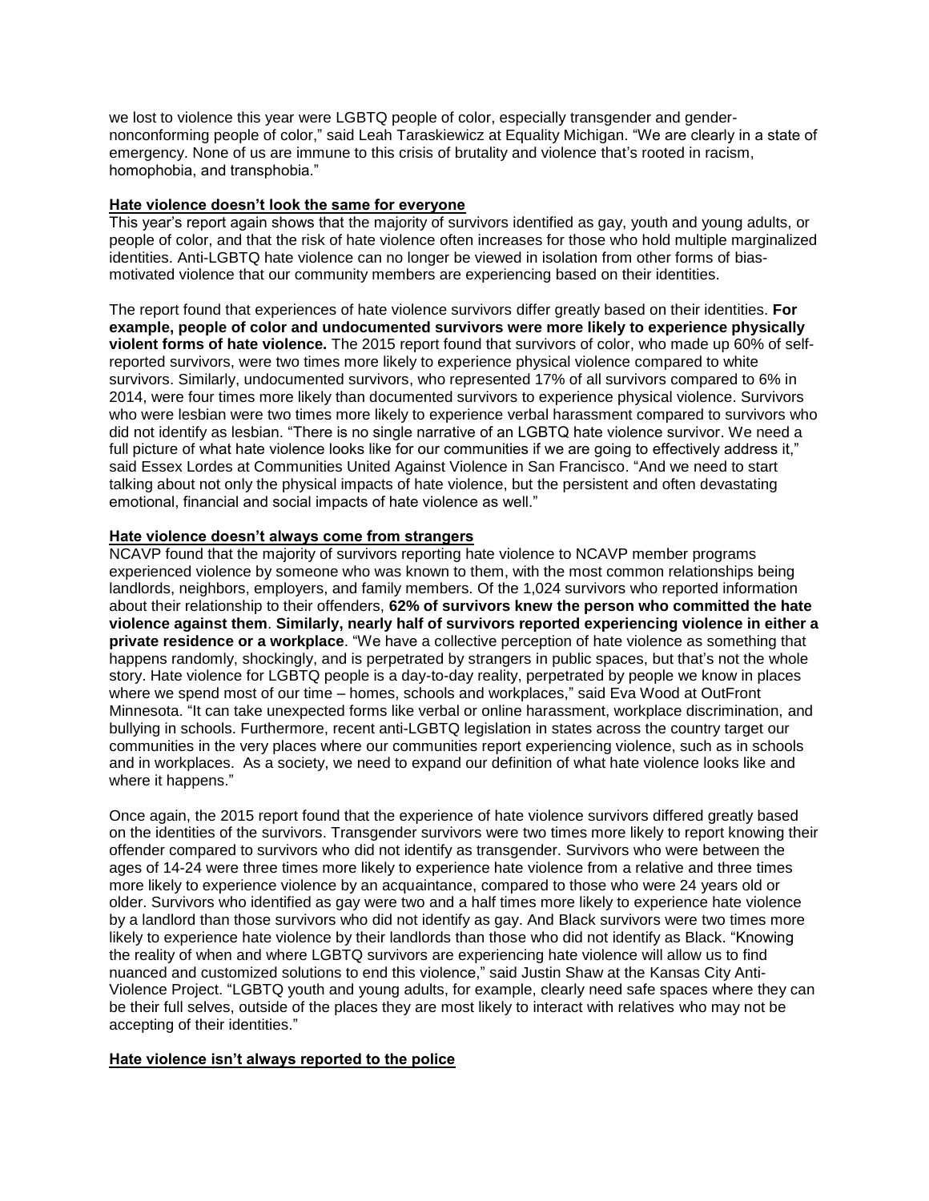we lost to violence this year were LGBTQ people of color, especially transgender and gender-nonconforming people of color," said Leah Taraskiewicz at Equality Michigan. "We are clearly in a state of emergency. None of us are immune to this crisis of brutality and violence that's rooted in racism, homophobia, and transphobia."

**Hate violence doesn't look the same for everyone**

This year's report again shows that the majority of survivors identified as gay, youth and young adults, or people of color, and that the risk of hate violence often increases for those who hold multiple marginalized identities. Anti-LGBTQ hate violence can no longer be viewed in isolation from other forms of bias-motivated violence that our community members are experiencing based on their identities.

The report found that experiences of hate violence survivors differ greatly based on their identities. **For example, people of color and undocumented survivors were more likely to experience physically violent forms of hate violence.** The 2015 report found that survivors of color, who made up 60% of self-reported survivors, were two times more likely to experience physical violence compared to white survivors. Similarly, undocumented survivors, who represented 17% of all survivors compared to 6% in 2014, were four times more likely than documented survivors to experience physical violence. Survivors who were lesbian were two times more likely to experience verbal harassment compared to survivors who did not identify as lesbian. "There is no single narrative of an LGBTQ hate violence survivor. We need a full picture of what hate violence looks like for our communities if we are going to effectively address it," said Essex Lordes at Communities United Against Violence in San Francisco. "And we need to start talking about not only the physical impacts of hate violence, but the persistent and often devastating emotional, financial and social impacts of hate violence as well."

**Hate violence doesn't always come from strangers**

NCAVP found that the majority of survivors reporting hate violence to NCAVP member programs experienced violence by someone who was known to them, with the most common relationships being landlords, neighbors, employers, and family members. Of the 1,024 survivors who reported information about their relationship to their offenders, **62% of survivors knew the person who committed the hate violence against them**. **Similarly, nearly half of survivors reported experiencing violence in either a private residence or a workplace**. "We have a collective perception of hate violence as something that happens randomly, shockingly, and is perpetrated by strangers in public spaces, but that's not the whole story. Hate violence for LGBTQ people is a day-to-day reality, perpetrated by people we know in places where we spend most of our time – homes, schools and workplaces," said Eva Wood at OutFront Minnesota. "It can take unexpected forms like verbal or online harassment, workplace discrimination, and bullying in schools. Furthermore, recent anti-LGBTQ legislation in states across the country target our communities in the very places where our communities report experiencing violence, such as in schools and in workplaces. As a society, we need to expand our definition of what hate violence looks like and where it happens."

Once again, the 2015 report found that the experience of hate violence survivors differed greatly based on the identities of the survivors. Transgender survivors were two times more likely to report knowing their offender compared to survivors who did not identify as transgender. Survivors who were between the ages of 14-24 were three times more likely to experience hate violence from a relative and three times more likely to experience violence by an acquaintance, compared to those who were 24 years old or older. Survivors who identified as gay were two and a half times more likely to experience hate violence by a landlord than those survivors who did not identify as gay. And Black survivors were two times more likely to experience hate violence by their landlords than those who did not identify as Black. "Knowing the reality of when and where LGBTQ survivors are experiencing hate violence will allow us to find nuanced and customized solutions to end this violence," said Justin Shaw at the Kansas City Anti-Violence Project. "LGBTQ youth and young adults, for example, clearly need safe spaces where they can be their full selves, outside of the places they are most likely to interact with relatives who may not be accepting of their identities."

**Hate violence isn't always reported to the police**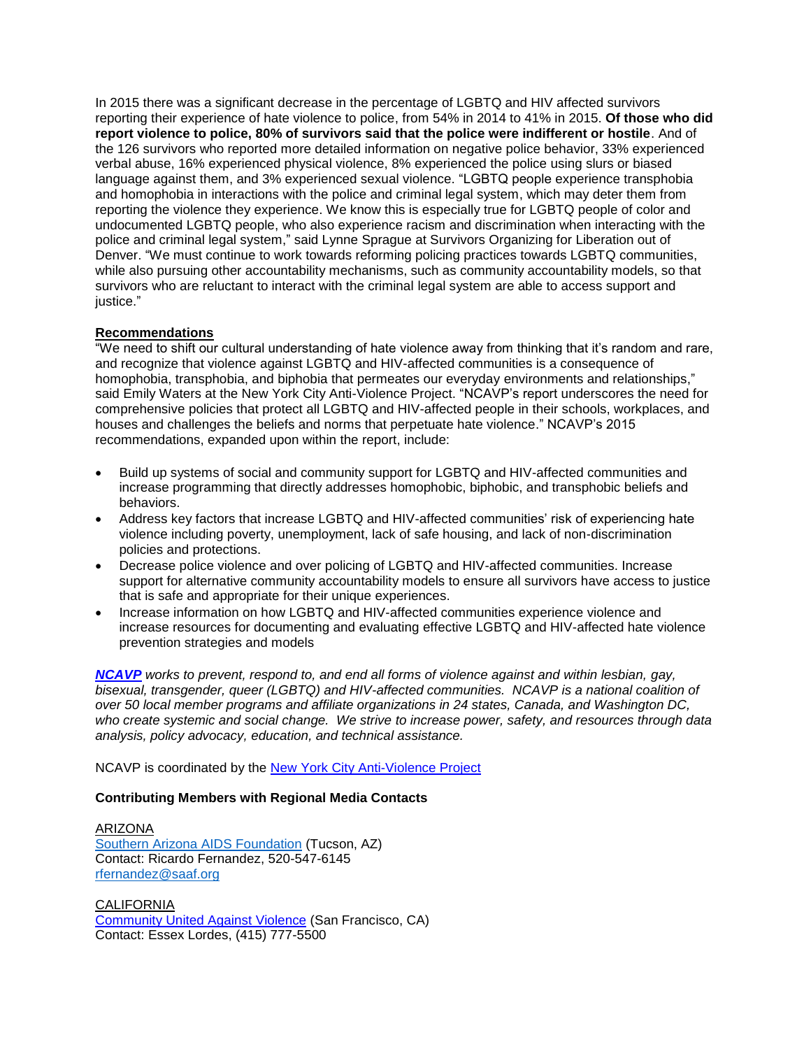In 2015 there was a significant decrease in the percentage of LGBTQ and HIV affected survivors reporting their experience of hate violence to police, from 54% in 2014 to 41% in 2015. **Of those who did report violence to police, 80% of survivors said that the police were indifferent or hostile**. And of the 126 survivors who reported more detailed information on negative police behavior, 33% experienced verbal abuse, 16% experienced physical violence, 8% experienced the police using slurs or biased language against them, and 3% experienced sexual violence. "LGBTQ people experience transphobia and homophobia in interactions with the police and criminal legal system, which may deter them from reporting the violence they experience. We know this is especially true for LGBTQ people of color and undocumented LGBTQ people, who also experience racism and discrimination when interacting with the police and criminal legal system," said Lynne Sprague at Survivors Organizing for Liberation out of Denver. "We must continue to work towards reforming policing practices towards LGBTQ communities, while also pursuing other accountability mechanisms, such as community accountability models, so that survivors who are reluctant to interact with the criminal legal system are able to access support and justice."

**Recommendations**

"We need to shift our cultural understanding of hate violence away from thinking that it's random and rare, and recognize that violence against LGBTQ and HIV-affected communities is a consequence of homophobia, transphobia, and biphobia that permeates our everyday environments and relationships," said Emily Waters at the New York City Anti-Violence Project. "NCAVP's report underscores the need for comprehensive policies that protect all LGBTQ and HIV-affected people in their schools, workplaces, and houses and challenges the beliefs and norms that perpetuate hate violence." NCAVP's 2015 recommendations, expanded upon within the report, include:

- Build up systems of social and community support for LGBTQ and HIV-affected communities and increase programming that directly addresses homophobic, biphobic, and transphobic beliefs and behaviors.
- Address key factors that increase LGBTQ and HIV-affected communities' risk of experiencing hate violence including poverty, unemployment, lack of safe housing, and lack of non-discrimination policies and protections.
- Decrease police violence and over policing of LGBTQ and HIV-affected communities. Increase support for alternative community accountability models to ensure all survivors have access to justice that is safe and appropriate for their unique experiences.
- Increase information on how LGBTQ and HIV-affected communities experience violence and increase resources for documenting and evaluating effective LGBTQ and HIV-affected hate violence prevention strategies and models

***NCAVP*** *works to prevent, respond to, and end all forms of violence against and within lesbian, gay, bisexual, transgender, queer (LGBTQ) and HIV-affected communities. NCAVP is a national coalition of over 50 local member programs and affiliate organizations in 24 states, Canada, and Washington DC, who create systemic and social change. We strive to increase power, safety, and resources through data analysis, policy advocacy, education, and technical assistance.*

NCAVP is coordinated by the New York City Anti-Violence Project

**Contributing Members with Regional Media Contacts**

ARIZONA
Southern Arizona AIDS Foundation (Tucson, AZ)
Contact: Ricardo Fernandez, 520-547-6145
rfernandez@saaf.org

CALIFORNIA
Community United Against Violence (San Francisco, CA)
Contact: Essex Lordes, (415) 777-5500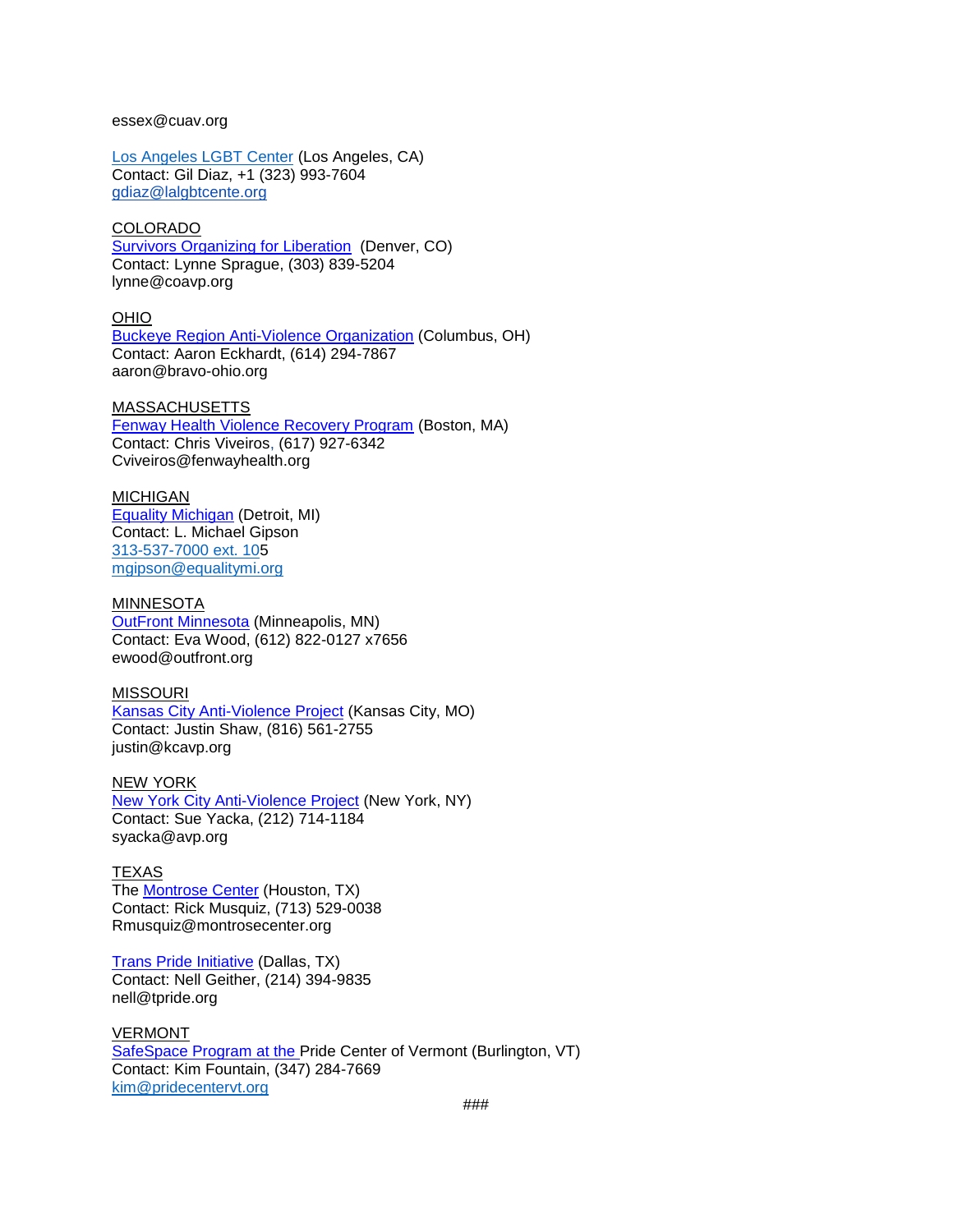essex@cuav.org

Los Angeles LGBT Center (Los Angeles, CA)
Contact: Gil Diaz, +1 (323) 993-7604
gdiaz@lalgbtcente.org

COLORADO
Survivors Organizing for Liberation (Denver, CO)
Contact: Lynne Sprague, (303) 839-5204
lynne@coavp.org

OHIO
Buckeye Region Anti-Violence Organization (Columbus, OH)
Contact: Aaron Eckhardt, (614) 294-7867
aaron@bravo-ohio.org

MASSACHUSETTS
Fenway Health Violence Recovery Program (Boston, MA)
Contact: Chris Viveiros, (617) 927-6342
Cviveiros@fenwayhealth.org

MICHIGAN
Equality Michigan (Detroit, MI)
Contact: L. Michael Gipson
313-537-7000 ext. 105
mgipson@equalitymi.org

MINNESOTA
OutFront Minnesota (Minneapolis, MN)
Contact: Eva Wood, (612) 822-0127 x7656
ewood@outfront.org

MISSOURI
Kansas City Anti-Violence Project (Kansas City, MO)
Contact: Justin Shaw, (816) 561-2755
justin@kcavp.org

NEW YORK
New York City Anti-Violence Project (New York, NY)
Contact: Sue Yacka, (212) 714-1184
syacka@avp.org

TEXAS
The Montrose Center (Houston, TX)
Contact: Rick Musquiz, (713) 529-0038
Rmusquiz@montrosecenter.org

Trans Pride Initiative (Dallas, TX)
Contact: Nell Geither, (214) 394-9835
nell@tpride.org

VERMONT
SafeSpace Program at the Pride Center of Vermont (Burlington, VT)
Contact: Kim Fountain, (347) 284-7669
kim@pridecentervt.org

###